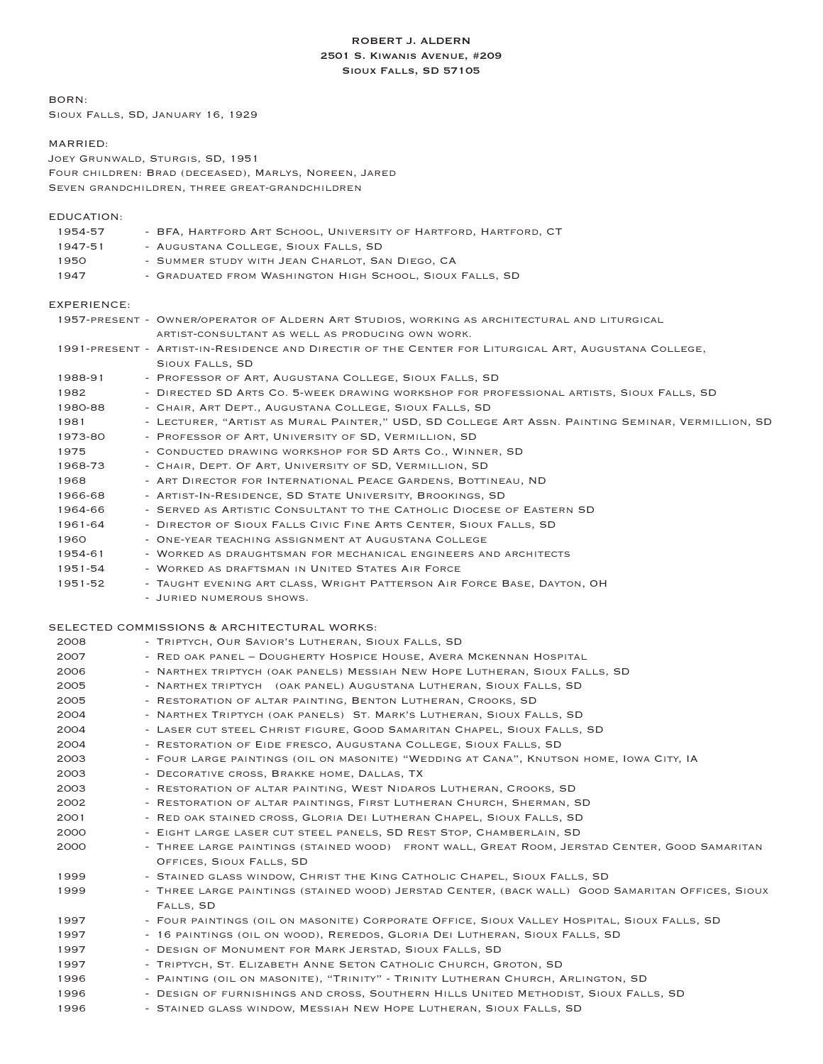# ROBERT J. ALDERN
2501 S. Kiwanis Avenue, #209
Sioux Falls, SD 57105

## BORN:

Sioux Falls, SD, January 16, 1929

## MARRIED:

Joey Grunwald, Sturgis, SD, 1951
Four children: Brad (deceased), Marlys, Noreen, Jared
Seven grandchildren, three great-grandchildren

## EDUCATION:

- 1954-57 - BFA, Hartford Art School, University of Hartford, Hartford, CT
- 1947-51 - Augustana College, Sioux Falls, SD
- 1950 - Summer study with Jean Charlot, San Diego, CA
- 1947 - Graduated from Washington High School, Sioux Falls, SD

## EXPERIENCE:

- 1957-present - Owner/operator of Aldern Art Studios, working as architectural and liturgical artist-consultant as well as producing own work.
- 1991-present - Artist-in-Residence and Directir of the Center for Liturgical Art, Augustana College, Sioux Falls, SD
- 1988-91 - Professor of Art, Augustana College, Sioux Falls, SD
- 1982 - Directed SD Arts Co. 5-week drawing workshop for professional artists, Sioux Falls, SD
- 1980-88 - Chair, Art Dept., Augustana College, Sioux Falls, SD
- 1981 - Lecturer, "Artist as Mural Painter," USD, SD College Art Assn. Painting Seminar, Vermillion, SD
- 1973-80 - Professor of Art, University of SD, Vermillion, SD
- 1975 - Conducted drawing workshop for SD Arts Co., Winner, SD
- 1968-73 - Chair, Dept. Of Art, University of SD, Vermillion, SD
- 1968 - Art Director for International Peace Gardens, Bottineau, ND
- 1966-68 - Artist-In-Residence, SD State University, Brookings, SD
- 1964-66 - Served as Artistic Consultant to the Catholic Diocese of Eastern SD
- 1961-64 - Director of Sioux Falls Civic Fine Arts Center, Sioux Falls, SD
- 1960 - One-year teaching assignment at Augustana College
- 1954-61 - Worked as draughtsman for mechanical engineers and architects
- 1951-54 - Worked as draftsman in United States Air Force
- 1951-52 - Taught evening art class, Wright Patterson Air Force Base, Dayton, OH
- Juried numerous shows.

## SELECTED COMMISSIONS & ARCHITECTURAL WORKS:

- 2008 - Triptych, Our Savior's Lutheran, Sioux Falls, SD
- 2007 - Red oak panel – Dougherty Hospice House, Avera Mckennan Hospital
- 2006 - Narthex triptych (oak panels) Messiah New Hope Lutheran, Sioux Falls, SD
- 2005 - Narthex triptych (oak panel) Augustana Lutheran, Sioux Falls, SD
- 2005 - Restoration of altar painting, Benton Lutheran, Crooks, SD
- 2004 - Narthex Triptych (oak panels) St. Mark's Lutheran, Sioux Falls, SD
- 2004 - Laser cut steel Christ figure, Good Samaritan Chapel, Sioux Falls, SD
- 2004 - Restoration of Eide fresco, Augustana College, Sioux Falls, SD
- 2003 - Four large paintings (oil on masonite) "Wedding at Cana", Knutson home, Iowa City, IA
- 2003 - Decorative cross, Brakke home, Dallas, TX
- 2003 - Restoration of altar painting, West Nidaros Lutheran, Crooks, SD
- 2002 - Restoration of altar paintings, First Lutheran Church, Sherman, SD
- 2001 - Red oak stained cross, Gloria Dei Lutheran Chapel, Sioux Falls, SD
- 2000 - Eight large laser cut steel panels, SD Rest Stop, Chamberlain, SD
- 2000 - Three large paintings (stained wood) front wall, Great Room, Jerstad Center, Good Samaritan Offices, Sioux Falls, SD
- 1999 - Stained glass window, Christ the King Catholic Chapel, Sioux Falls, SD
- 1999 - Three large paintings (stained wood) Jerstad Center, (back wall) Good Samaritan Offices, Sioux Falls, SD
- 1997 - Four paintings (oil on masonite) Corporate Office, Sioux Valley Hospital, Sioux Falls, SD
- 1997 - 16 paintings (oil on wood), Reredos, Gloria Dei Lutheran, Sioux Falls, SD
- 1997 - Design of Monument for Mark Jerstad, Sioux Falls, SD
- 1997 - Triptych, St. Elizabeth Anne Seton Catholic Church, Groton, SD
- 1996 - Painting (oil on masonite), "Trinity" - Trinity Lutheran Church, Arlington, SD
- 1996 - Design of furnishings and cross, Southern Hills United Methodist, Sioux Falls, SD
- 1996 - Stained glass window, Messiah New Hope Lutheran, Sioux Falls, SD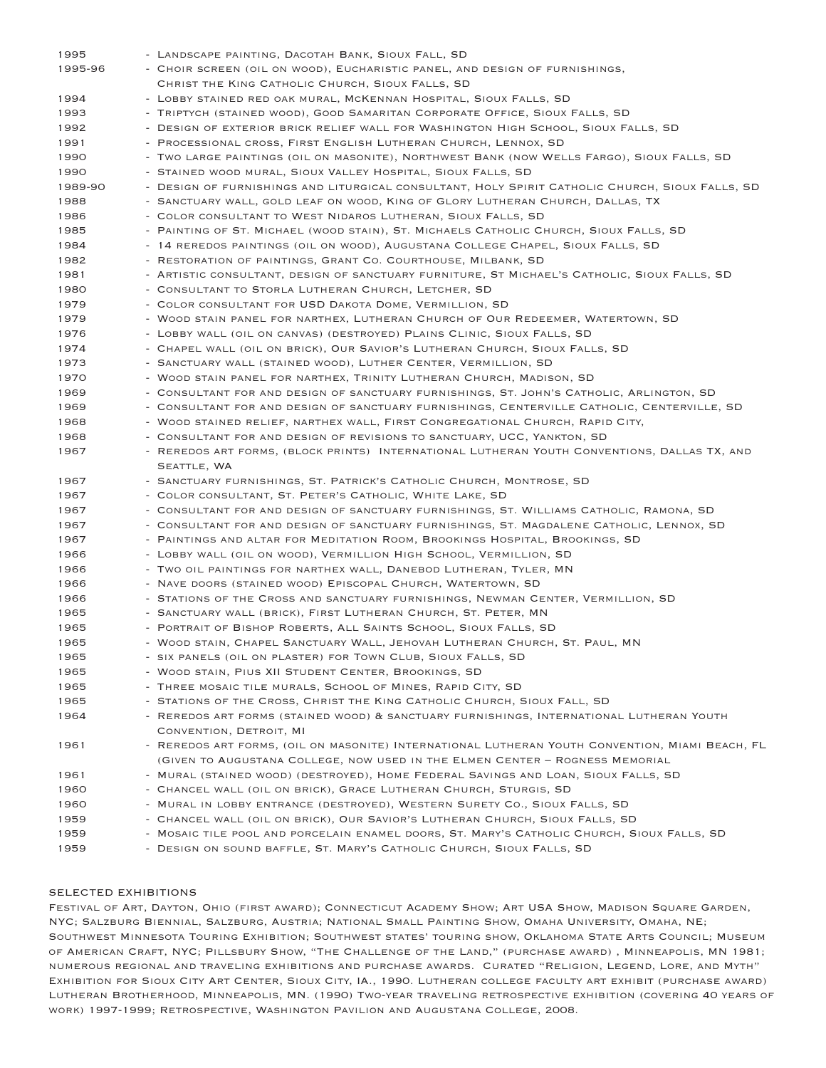| | |
|---|---|
| 1995 | - Landscape painting, Dacotah Bank, Sioux Fall, SD |
| 1995-96 | - Choir screen (oil on wood), Eucharistic panel, and design of furnishings, Christ the King Catholic Church, Sioux Falls, SD |
| 1994 | - Lobby stained red oak mural, McKennan Hospital, Sioux Falls, SD |
| 1993 | - Triptych (stained wood), Good Samaritan Corporate Office, Sioux Falls, SD |
| 1992 | - Design of exterior brick relief wall for Washington High School, Sioux Falls, SD |
| 1991 | - Processional cross, First English Lutheran Church, Lennox, SD |
| 1990 | - Two large paintings (oil on masonite), Northwest Bank (now Wells Fargo), Sioux Falls, SD |
| 1990 | - Stained wood mural, Sioux Valley Hospital, Sioux Falls, SD |
| 1989-90 | - Design of furnishings and liturgical consultant, Holy Spirit Catholic Church, Sioux Falls, SD |
| 1988 | - Sanctuary wall, gold leaf on wood, King of Glory Lutheran Church, Dallas, TX |
| 1986 | - Color consultant to West Nidaros Lutheran, Sioux Falls, SD |
| 1985 | - Painting of St. Michael (wood stain), St. Michaels Catholic Church, Sioux Falls, SD |
| 1984 | - 14 reredos paintings (oil on wood), Augustana College Chapel, Sioux Falls, SD |
| 1982 | - Restoration of paintings, Grant Co. Courthouse, Milbank, SD |
| 1981 | - Artistic consultant, design of sanctuary furniture, St Michael's Catholic, Sioux Falls, SD |
| 1980 | - Consultant to Storla Lutheran Church, Letcher, SD |
| 1979 | - Color consultant for USD Dakota Dome, Vermillion, SD |
| 1979 | - Wood stain panel for narthex, Lutheran Church of Our Redeemer, Watertown, SD |
| 1976 | - Lobby wall (oil on canvas) (destroyed) Plains Clinic, Sioux Falls, SD |
| 1974 | - Chapel wall (oil on brick), Our Savior's Lutheran Church, Sioux Falls, SD |
| 1973 | - Sanctuary wall (stained wood), Luther Center, Vermillion, SD |
| 1970 | - Wood stain panel for narthex, Trinity Lutheran Church, Madison, SD |
| 1969 | - Consultant for and design of sanctuary furnishings, St. John's Catholic, Arlington, SD |
| 1969 | - Consultant for and design of sanctuary furnishings, Centerville Catholic, Centerville, SD |
| 1968 | - Wood stained relief, narthex wall, First Congregational Church, Rapid City, |
| 1968 | - Consultant for and design of revisions to sanctuary, UCC, Yankton, SD |
| 1967 | - Reredos art forms, (block prints) International Lutheran Youth Conventions, Dallas TX, and Seattle, WA |
| 1967 | - Sanctuary furnishings, St. Patrick's Catholic Church, Montrose, SD |
| 1967 | - Color consultant, St. Peter's Catholic, White Lake, SD |
| 1967 | - Consultant for and design of sanctuary furnishings, St. Williams Catholic, Ramona, SD |
| 1967 | - Consultant for and design of sanctuary furnishings, St. Magdalene Catholic, Lennox, SD |
| 1967 | - Paintings and altar for Meditation Room, Brookings Hospital, Brookings, SD |
| 1966 | - Lobby wall (oil on wood), Vermillion High School, Vermillion, SD |
| 1966 | - Two oil paintings for narthex wall, Danebod Lutheran, Tyler, MN |
| 1966 | - Nave doors (stained wood) Episcopal Church, Watertown, SD |
| 1966 | - Stations of the Cross and sanctuary furnishings, Newman Center, Vermillion, SD |
| 1965 | - Sanctuary wall (brick), First Lutheran Church, St. Peter, MN |
| 1965 | - Portrait of Bishop Roberts, All Saints School, Sioux Falls, SD |
| 1965 | - Wood stain, Chapel Sanctuary Wall, Jehovah Lutheran Church, St. Paul, MN |
| 1965 | - six panels (oil on plaster) for Town Club, Sioux Falls, SD |
| 1965 | - Wood stain, Pius XII Student Center, Brookings, SD |
| 1965 | - Three mosaic tile murals, School of Mines, Rapid City, SD |
| 1965 | - Stations of the Cross, Christ the King Catholic Church, Sioux Fall, SD |
| 1964 | - Reredos art forms (stained wood) & sanctuary furnishings, International Lutheran Youth Convention, Detroit, MI |
| 1961 | - Reredos art forms, (oil on masonite) International Lutheran Youth Convention, Miami Beach, FL (Given to Augustana College, now used in the Elmen Center – Rogness Memorial |
| 1961 | - Mural (stained wood) (destroyed), Home Federal Savings and Loan, Sioux Falls, SD |
| 1960 | - Chancel wall (oil on brick), Grace Lutheran Church, Sturgis, SD |
| 1960 | - Mural in lobby entrance (destroyed), Western Surety Co., Sioux Falls, SD |
| 1959 | - Chancel wall (oil on brick), Our Savior's Lutheran Church, Sioux Falls, SD |
| 1959 | - Mosaic tile pool and porcelain enamel doors, St. Mary's Catholic Church, Sioux Falls, SD |
| 1959 | - Design on sound baffle, St. Mary's Catholic Church, Sioux Falls, SD |

## SELECTED EXHIBITIONS

Festival of Art, Dayton, Ohio (first award); Connecticut Academy Show; Art USA Show, Madison Square Garden, NYC; Salzburg Biennial, Salzburg, Austria; National Small Painting Show, Omaha University, Omaha, NE; Southwest Minnesota Touring Exhibition; Southwest states' touring show, Oklahoma State Arts Council; Museum of American Craft, NYC; Pillsbury Show, "The Challenge of the Land," (purchase award) , Minneapolis, MN 1981; numerous regional and traveling exhibitions and purchase awards. Curated "Religion, Legend, Lore, and Myth" Exhibition for Sioux City Art Center, Sioux City, IA., 1990. Lutheran college faculty art exhibit (purchase award) Lutheran Brotherhood, Minneapolis, MN. (1990) Two-year traveling retrospective exhibition (covering 40 years of work) 1997-1999; Retrospective, Washington Pavilion and Augustana College, 2008.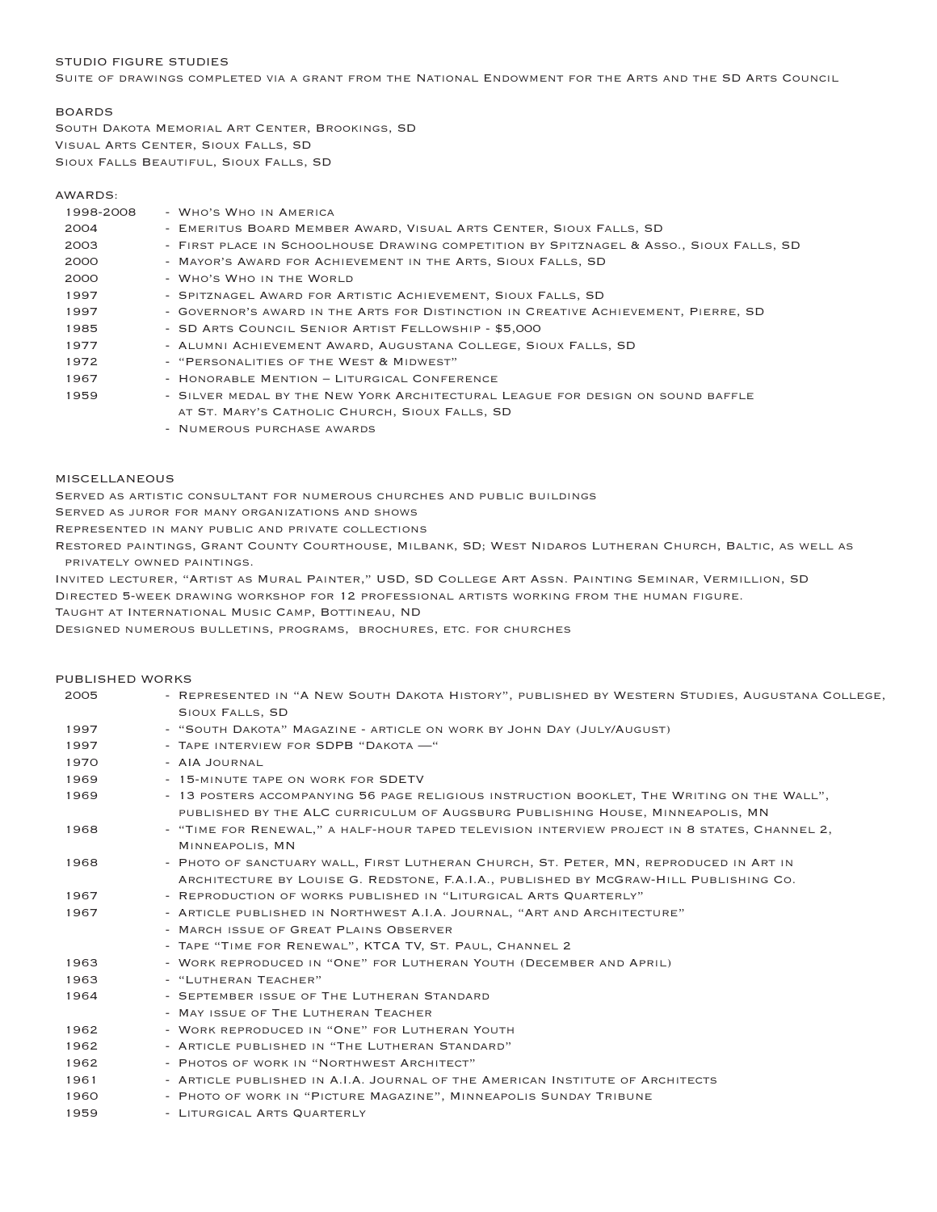## STUDIO FIGURE STUDIES

Suite of drawings completed via a grant from the National Endowment for the Arts and the SD Arts Council

## BOARDS

South Dakota Memorial Art Center, Brookings, SD
Visual Arts Center, Sioux Falls, SD
Sioux Falls Beautiful, Sioux Falls, SD

## AWARDS:

| | |
|---|---|
| 1998-2008 | - Who's Who in America |
| 2004 | - Emeritus Board Member Award, Visual Arts Center, Sioux Falls, SD |
| 2003 | - First place in Schoolhouse Drawing competition by Spitznagel & Asso., Sioux Falls, SD |
| 2000 | - Mayor's Award for Achievement in the Arts, Sioux Falls, SD |
| 2000 | - Who's Who in the World |
| 1997 | - Spitznagel Award for Artistic Achievement, Sioux Falls, SD |
| 1997 | - Governor's award in the Arts for Distinction in Creative Achievement, Pierre, SD |
| 1985 | - SD Arts Council Senior Artist Fellowship - $5,000 |
| 1977 | - Alumni Achievement Award, Augustana College, Sioux Falls, SD |
| 1972 | - "Personalities of the West & Midwest" |
| 1967 | - Honorable Mention – Liturgical Conference |
| 1959 | - Silver medal by the New York Architectural League for design on sound baffle at St. Mary's Catholic Church, Sioux Falls, SD |
| | - Numerous purchase awards |

## MISCELLANEOUS

Served as artistic consultant for numerous churches and public buildings
Served as juror for many organizations and shows
Represented in many public and private collections
Restored paintings, Grant County Courthouse, Milbank, SD; West Nidaros Lutheran Church, Baltic, as well as privately owned paintings.
Invited lecturer, "Artist as Mural Painter," USD, SD College Art Assn. Painting Seminar, Vermillion, SD
Directed 5-week drawing workshop for 12 professional artists working from the human figure.
Taught at International Music Camp, Bottineau, ND
Designed numerous bulletins, programs, brochures, etc. for churches

## PUBLISHED WORKS

| | |
|---|---|
| 2005 | - Represented in "A New South Dakota History", published by Western Studies, Augustana College, Sioux Falls, SD |
| 1997 | - "South Dakota" Magazine - article on work by John Day (July/August) |
| 1997 | - Tape interview for SDPB "Dakota —" |
| 1970 | - AIA Journal |
| 1969 | - 15-minute tape on work for SDETV |
| 1969 | - 13 posters accompanying 56 page religious instruction booklet, The Writing on the Wall", published by the ALC curriculum of Augsburg Publishing House, Minneapolis, MN |
| 1968 | - "Time for Renewal," a half-hour taped television interview project in 8 states, Channel 2, Minneapolis, MN |
| 1968 | - Photo of sanctuary wall, First Lutheran Church, St. Peter, MN, reproduced in Art in Architecture by Louise G. Redstone, F.A.I.A., published by McGraw-Hill Publishing Co. |
| 1967 | - Reproduction of works published in "Liturgical Arts Quarterly" |
| 1967 | - Article published in Northwest A.I.A. Journal, "Art and Architecture" |
| | - March issue of Great Plains Observer |
| | - Tape "Time for Renewal", KTCA TV, St. Paul, Channel 2 |
| 1963 | - Work reproduced in "One" for Lutheran Youth (December and April) |
| 1963 | - "Lutheran Teacher" |
| 1964 | - September issue of The Lutheran Standard |
| | - May issue of The Lutheran Teacher |
| 1962 | - Work reproduced in "One" for Lutheran Youth |
| 1962 | - Article published in "The Lutheran Standard" |
| 1962 | - Photos of work in "Northwest Architect" |
| 1961 | - Article published in A.I.A. Journal of the American Institute of Architects |
| 1960 | - Photo of work in "Picture Magazine", Minneapolis Sunday Tribune |
| 1959 | - Liturgical Arts Quarterly |